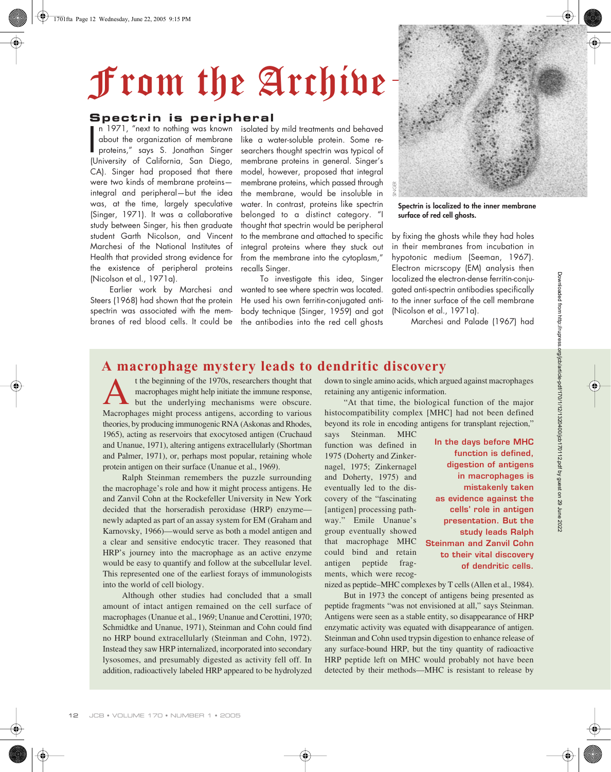# From the Archive

## Spectrin is peripheral

In 1971, "next to nothing was known about the organization of membrane proteins," says S. Jonathan Singer (University of California, San Diego, CA). Singer had proposed that there were two kinds of membrane proteins—integral and peripheral—but the idea was, at the time, largely speculative (Singer, 1971). It was a collaborative study between Singer, his then graduate student Garth Nicolson, and Vincent Marchesi of the National Institutes of Health that provided strong evidence for the existence of peripheral proteins (Nicolson et al., 1971a).

Earlier work by Marchesi and Steers (1968) had shown that the protein spectrin was associated with the membranes of red blood cells. It could be isolated by mild treatments and behaved like a water-soluble protein. Some researchers thought spectrin was typical of membrane proteins in general. Singer's model, however, proposed that integral membrane proteins, which passed through the membrane, would be insoluble in water. In contrast, proteins like spectrin belonged to a distinct category. "I thought that spectrin would be peripheral to the membrane and attached to specific integral proteins where they stuck out from the membrane into the cytoplasm," recalls Singer.

To investigate this idea, Singer wanted to see where spectrin was located. He used his own ferritin-conjugated antibody technique (Singer, 1959) and got the antibodies into the red cell ghosts by fixing the ghosts while they had holes in their membranes from incubation in hypotonic medium (Seeman, 1967). Electron micrscopy (EM) analysis then localized the electron-dense ferritin-conjugated anti-spectrin antibodies specifically to the inner surface of the cell membrane (Nicolson et al., 1971a).

Marchesi and Palade (1967) had

SINGER

**Spectrin is localized to the inner membrane surface of red cell ghosts.**

## A macrophage mystery leads to dendritic discovery

At the beginning of the 1970s, researchers thought that macrophages might help initiate the immune response, but the underlying mechanisms were obscure. Macrophages might process antigens, according to various theories, by producing immunogenic RNA (Askonas and Rhodes, 1965), acting as reservoirs that exocytosed antigen (Cruchaud and Unanue, 1971), altering antigens extracellularly (Shortman and Palmer, 1971), or, perhaps most popular, retaining whole protein antigen on their surface (Unanue et al., 1969).

Ralph Steinman remembers the puzzle surrounding the macrophage's role and how it might process antigens. He and Zanvil Cohn at the Rockefeller University in New York decided that the horseradish peroxidase (HRP) enzyme—newly adapted as part of an assay system for EM (Graham and Karnovsky, 1966)—would serve as both a model antigen and a clear and sensitive endocytic tracer. They reasoned that HRP's journey into the macrophage as an active enzyme would be easy to quantify and follow at the subcellular level. This represented one of the earliest forays of immunologists into the world of cell biology.

Although other studies had concluded that a small amount of intact antigen remained on the cell surface of macrophages (Unanue et al., 1969; Unanue and Cerottini, 1970; Schmidtke and Unanue, 1971), Steinman and Cohn could find no HRP bound extracellularly (Steinman and Cohn, 1972). Instead they saw HRP internalized, incorporated into secondary lysosomes, and presumably digested as activity fell off. In addition, radioactively labeled HRP appeared to be hydrolyzed down to single amino acids, which argued against macrophages retaining any antigenic information.

"At that time, the biological function of the major histocompatibility complex [MHC] had not been defined beyond its role in encoding antigens for transplant rejection," says Steinman. MHC function was defined in 1975 (Doherty and Zinkernagel, 1975; Zinkernagel and Doherty, 1975) and eventually led to the discovery of the "fascinating [antigen] processing pathway." Emile Unanue's group eventually showed that macrophage MHC could bind and retain antigen peptide fragments, which were recognized as peptide–MHC complexes by T cells (Allen et al., 1984).

**In the days before MHC function is defined, digestion of antigens in macrophages is mistakenly taken as evidence against the cells' role in antigen presentation. But the study leads Ralph Steinman and Zanvil Cohn to their vital discovery of dendritic cells.**

But in 1973 the concept of antigens being presented as peptide fragments "was not envisioned at all," says Steinman. Antigens were seen as a stable entity, so disappearance of HRP enzymatic activity was equated with disappearance of antigen. Steinman and Cohn used trypsin digestion to enhance release of any surface-bound HRP, but the tiny quantity of radioactive HRP peptide left on MHC would probably not have been detected by their methods—MHC is resistant to release by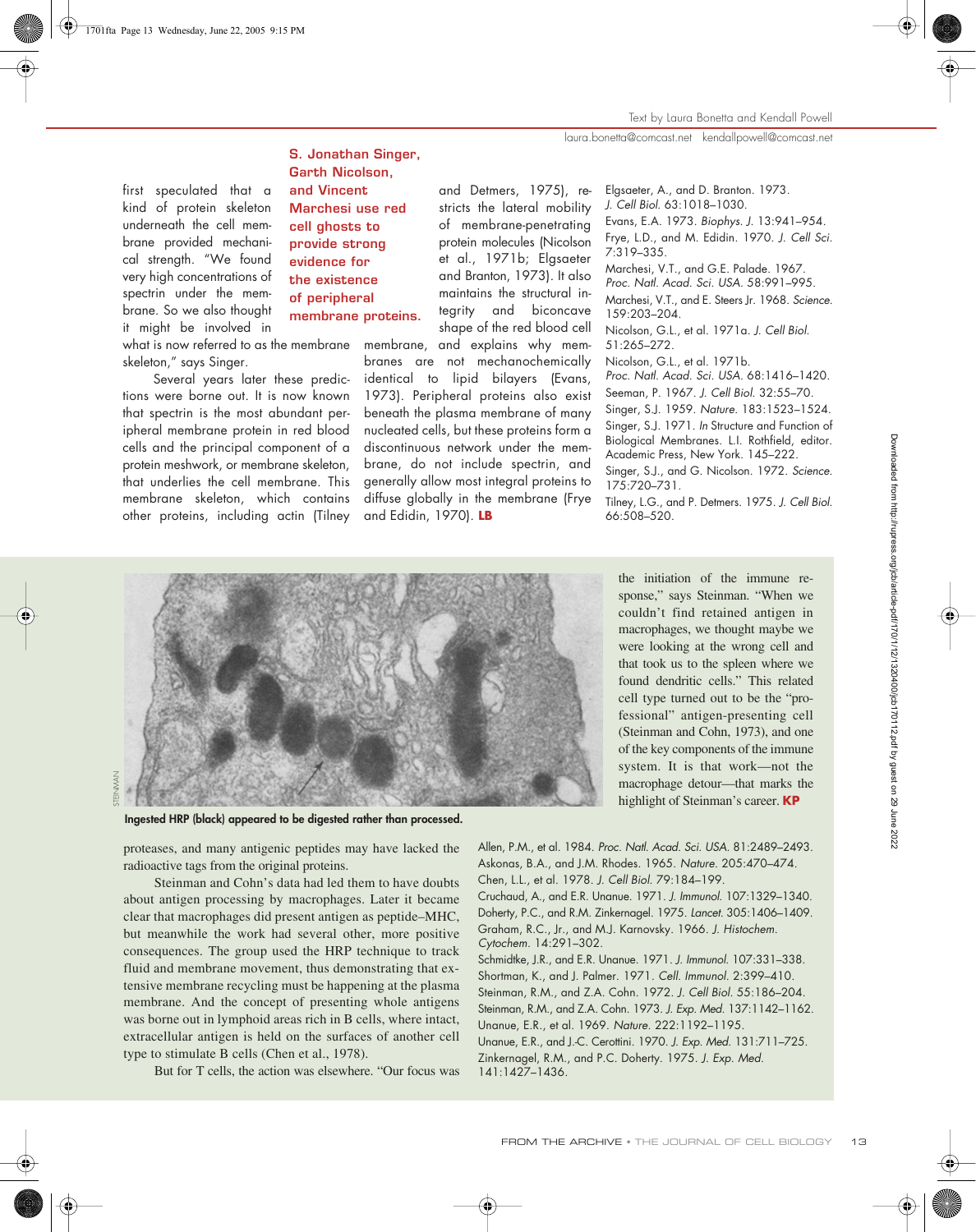Text by Laura Bonetta and Kendall Powell

laura.bonetta@comcast.net kendallpowell@comcast.net

first speculated that a kind of protein skeleton underneath the cell membrane provided mechanical strength. "We found very high concentrations of spectrin under the membrane. So we also thought it might be involved in what is now referred to as the membrane skeleton," says Singer.

**S. Jonathan Singer, Garth Nicolson, and Vincent Marchesi use red cell ghosts to provide strong evidence for the existence of peripheral membrane proteins.**

Several years later these predictions were borne out. It is now known that spectrin is the most abundant peripheral membrane protein in red blood cells and the principal component of a protein meshwork, or membrane skeleton, that underlies the cell membrane. This membrane skeleton, which contains other proteins, including actin (Tilney and Detmers, 1975), restricts the lateral mobility of membrane-penetrating protein molecules (Nicolson et al., 1971b; Elgsaeter and Branton, 1973). It also maintains the structural integrity and biconcave shape of the red blood cell membrane, and explains why membranes are not mechanochemically identical to lipid bilayers (Evans, 1973). Peripheral proteins also exist beneath the plasma membrane of many nucleated cells, but these proteins form a discontinuous network under the membrane, do not include spectrin, and generally allow most integral proteins to diffuse globally in the membrane (Frye and Edidin, 1970). **LB**

Elgsaeter, A., and D. Branton. 1973. *J. Cell Biol.* 63:1018–1030.
Evans, E.A. 1973. *Biophys. J.* 13:941–954.
Frye, L.D., and M. Edidin. 1970. *J. Cell Sci.* 7:319–335.
Marchesi, V.T., and G.E. Palade. 1967. *Proc. Natl. Acad. Sci. USA.* 58:991–995.
Marchesi, V.T., and E. Steers Jr. 1968. *Science.* 159:203–204.
Nicolson, G.L., et al. 1971a. *J. Cell Biol.* 51:265–272.
Nicolson, G.L., et al. 1971b. *Proc. Natl. Acad. Sci. USA.* 68:1416–1420.
Seeman, P. 1967. *J. Cell Biol.* 32:55–70.
Singer, S.J. 1959. *Nature.* 183:1523–1524.
Singer, S.J. 1971. *In* Structure and Function of Biological Membranes. L.I. Rothfield, editor. Academic Press, New York. 145–222.
Singer, S.J., and G. Nicolson. 1972. *Science.* 175:720–731.
Tilney, L.G., and P. Detmers. 1975. *J. Cell Biol.* 66:508–520.

STEINMAN

**Ingested HRP (black) appeared to be digested rather than processed.**

proteases, and many antigenic peptides may have lacked the radioactive tags from the original proteins.

Steinman and Cohn's data had led them to have doubts about antigen processing by macrophages. Later it became clear that macrophages did present antigen as peptide–MHC, but meanwhile the work had several other, more positive consequences. The group used the HRP technique to track fluid and membrane movement, thus demonstrating that extensive membrane recycling must be happening at the plasma membrane. And the concept of presenting whole antigens was borne out in lymphoid areas rich in B cells, where intact, extracellular antigen is held on the surfaces of another cell type to stimulate B cells (Chen et al., 1978).

But for T cells, the action was elsewhere. "Our focus was the initiation of the immune response," says Steinman. "When we couldn't find retained antigen in macrophages, we thought maybe we were looking at the wrong cell and that took us to the spleen where we found dendritic cells." This related cell type turned out to be the "professional" antigen-presenting cell (Steinman and Cohn, 1973), and one of the key components of the immune system. It is that work—not the macrophage detour—that marks the highlight of Steinman's career. **KP**

Allen, P.M., et al. 1984. *Proc. Natl. Acad. Sci. USA.* 81:2489–2493.
Askonas, B.A., and J.M. Rhodes. 1965. *Nature.* 205:470–474.
Chen, L.L., et al. 1978. *J. Cell Biol.* 79:184–199.
Cruchaud, A., and E.R. Unanue. 1971. *J. Immunol.* 107:1329–1340.
Doherty, P.C., and R.M. Zinkernagel. 1975. *Lancet.* 305:1406–1409.
Graham, R.C., Jr., and M.J. Karnovsky. 1966. *J. Histochem. Cytochem.* 14:291–302.
Schmidtke, J.R., and E.R. Unanue. 1971. *J. Immunol.* 107:331–338.
Shortman, K., and J. Palmer. 1971. *Cell. Immunol.* 2:399–410.
Steinman, R.M., and Z.A. Cohn. 1972. *J. Cell Biol.* 55:186–204.
Steinman, R.M., and Z.A. Cohn. 1973. *J. Exp. Med.* 137:1142–1162.
Unanue, E.R., et al. 1969. *Nature.* 222:1192–1195.
Unanue, E.R., and J.-C. Cerottini. 1970. *J. Exp. Med.* 131:711–725.
Zinkernagel, R.M., and P.C. Doherty. 1975. *J. Exp. Med.* 141:1427–1436.